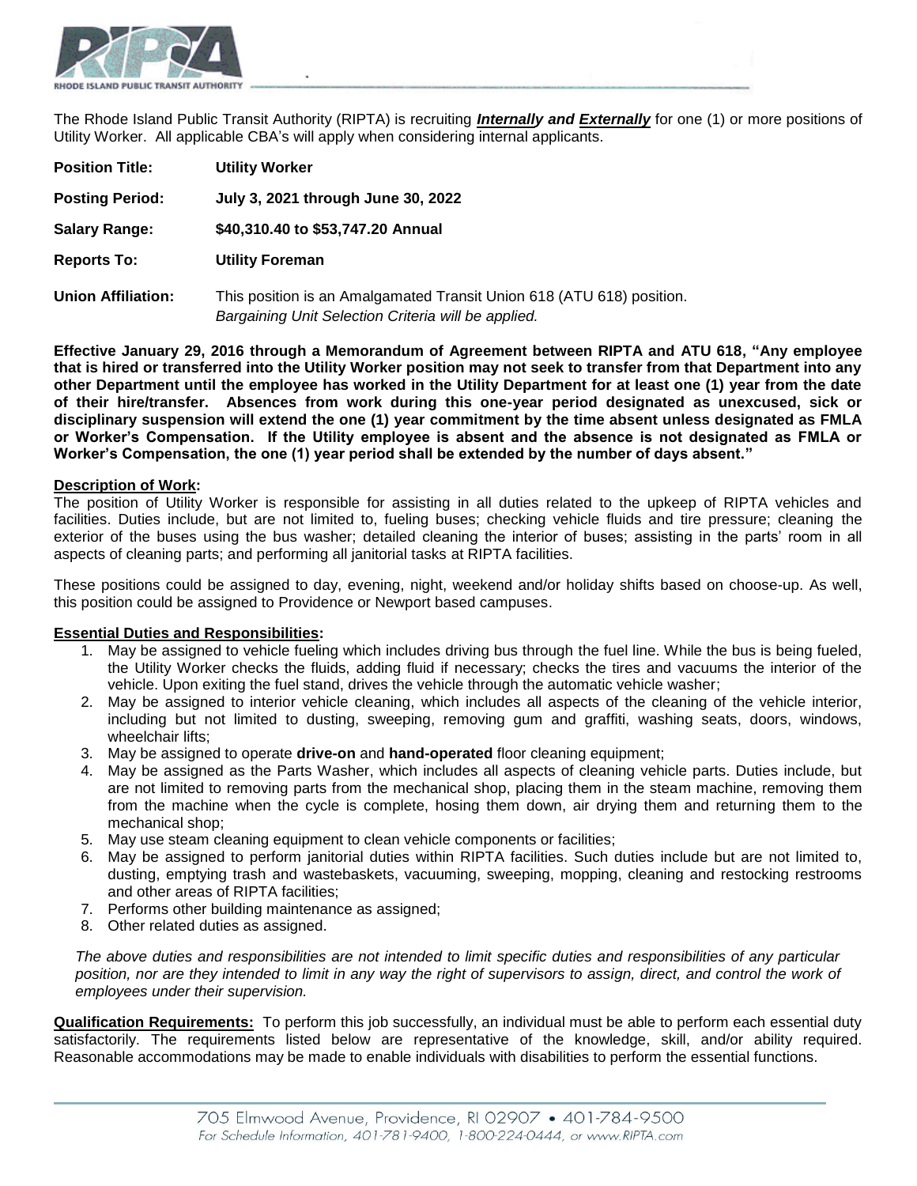The Rhode Island Public Transit Authority (RIPTA) is recruiting ***Internally* and *Externally*** for one (1) or more positions of Utility Worker. All applicable CBA's will apply when considering internal applicants.

**Position Title:** **Utility Worker**

**Posting Period:** **July 3, 2021 through June 30, 2022**

**Salary Range:** **$40,310.40 to $53,747.20 Annual**

**Reports To:** **Utility Foreman**

**Union Affiliation:** This position is an Amalgamated Transit Union 618 (ATU 618) position. *Bargaining Unit Selection Criteria will be applied.*

**Effective January 29, 2016 through a Memorandum of Agreement between RIPTA and ATU 618, "Any employee that is hired or transferred into the Utility Worker position may not seek to transfer from that Department into any other Department until the employee has worked in the Utility Department for at least one (1) year from the date of their hire/transfer. Absences from work during this one-year period designated as unexcused, sick or disciplinary suspension will extend the one (1) year commitment by the time absent unless designated as FMLA or Worker's Compensation. If the Utility employee is absent and the absence is not designated as FMLA or Worker's Compensation, the one (1) year period shall be extended by the number of days absent."**

**Description of Work:**

The position of Utility Worker is responsible for assisting in all duties related to the upkeep of RIPTA vehicles and facilities. Duties include, but are not limited to, fueling buses; checking vehicle fluids and tire pressure; cleaning the exterior of the buses using the bus washer; detailed cleaning the interior of buses; assisting in the parts' room in all aspects of cleaning parts; and performing all janitorial tasks at RIPTA facilities.

These positions could be assigned to day, evening, night, weekend and/or holiday shifts based on choose-up. As well, this position could be assigned to Providence or Newport based campuses.

**Essential Duties and Responsibilities:**

1. May be assigned to vehicle fueling which includes driving bus through the fuel line. While the bus is being fueled, the Utility Worker checks the fluids, adding fluid if necessary; checks the tires and vacuums the interior of the vehicle. Upon exiting the fuel stand, drives the vehicle through the automatic vehicle washer;
2. May be assigned to interior vehicle cleaning, which includes all aspects of the cleaning of the vehicle interior, including but not limited to dusting, sweeping, removing gum and graffiti, washing seats, doors, windows, wheelchair lifts;
3. May be assigned to operate **drive-on** and **hand-operated** floor cleaning equipment;
4. May be assigned as the Parts Washer, which includes all aspects of cleaning vehicle parts. Duties include, but are not limited to removing parts from the mechanical shop, placing them in the steam machine, removing them from the machine when the cycle is complete, hosing them down, air drying them and returning them to the mechanical shop;
5. May use steam cleaning equipment to clean vehicle components or facilities;
6. May be assigned to perform janitorial duties within RIPTA facilities. Such duties include but are not limited to, dusting, emptying trash and wastebaskets, vacuuming, sweeping, mopping, cleaning and restocking restrooms and other areas of RIPTA facilities;
7. Performs other building maintenance as assigned;
8. Other related duties as assigned.

*The above duties and responsibilities are not intended to limit specific duties and responsibilities of any particular position, nor are they intended to limit in any way the right of supervisors to assign, direct, and control the work of employees under their supervision.*

**Qualification Requirements:** To perform this job successfully, an individual must be able to perform each essential duty satisfactorily. The requirements listed below are representative of the knowledge, skill, and/or ability required. Reasonable accommodations may be made to enable individuals with disabilities to perform the essential functions.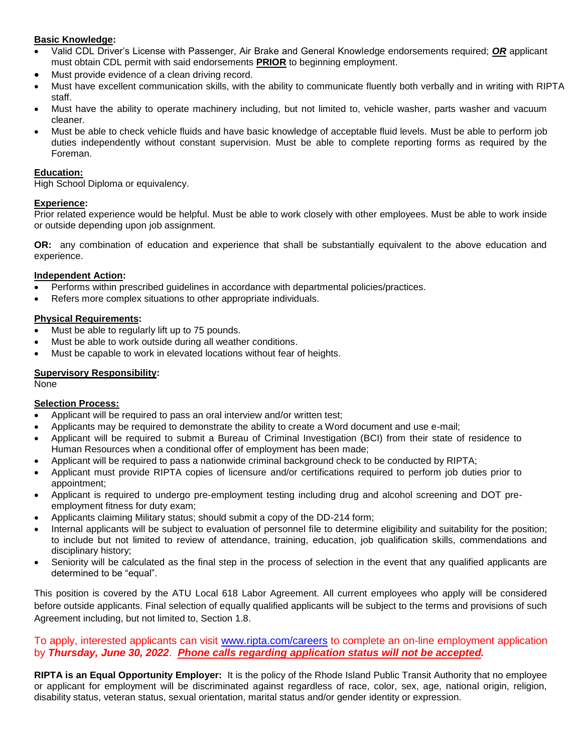**Basic Knowledge:**

- Valid CDL Driver's License with Passenger, Air Brake and General Knowledge endorsements required; ***OR*** applicant must obtain CDL permit with said endorsements **PRIOR** to beginning employment.
- Must provide evidence of a clean driving record.
- Must have excellent communication skills, with the ability to communicate fluently both verbally and in writing with RIPTA staff.
- Must have the ability to operate machinery including, but not limited to, vehicle washer, parts washer and vacuum cleaner.
- Must be able to check vehicle fluids and have basic knowledge of acceptable fluid levels. Must be able to perform job duties independently without constant supervision. Must be able to complete reporting forms as required by the Foreman.

**Education:**

High School Diploma or equivalency.

**Experience:**

Prior related experience would be helpful. Must be able to work closely with other employees. Must be able to work inside or outside depending upon job assignment.

**OR:** any combination of education and experience that shall be substantially equivalent to the above education and experience.

**Independent Action:**

- Performs within prescribed guidelines in accordance with departmental policies/practices.
- Refers more complex situations to other appropriate individuals.

**Physical Requirements:**

- Must be able to regularly lift up to 75 pounds.
- Must be able to work outside during all weather conditions.
- Must be capable to work in elevated locations without fear of heights.

**Supervisory Responsibility:**

None

**Selection Process:**

- Applicant will be required to pass an oral interview and/or written test;
- Applicants may be required to demonstrate the ability to create a Word document and use e-mail;
- Applicant will be required to submit a Bureau of Criminal Investigation (BCI) from their state of residence to Human Resources when a conditional offer of employment has been made;
- Applicant will be required to pass a nationwide criminal background check to be conducted by RIPTA;
- Applicant must provide RIPTA copies of licensure and/or certifications required to perform job duties prior to appointment;
- Applicant is required to undergo pre-employment testing including drug and alcohol screening and DOT pre-employment fitness for duty exam;
- Applicants claiming Military status; should submit a copy of the DD-214 form;
- Internal applicants will be subject to evaluation of personnel file to determine eligibility and suitability for the position; to include but not limited to review of attendance, training, education, job qualification skills, commendations and disciplinary history;
- Seniority will be calculated as the final step in the process of selection in the event that any qualified applicants are determined to be "equal".

This position is covered by the ATU Local 618 Labor Agreement. All current employees who apply will be considered before outside applicants. Final selection of equally qualified applicants will be subject to the terms and provisions of such Agreement including, but not limited to, Section 1.8.

To apply, interested applicants can visit www.ripta.com/careers to complete an on-line employment application by ***Thursday, June 30, 2022***. ***Phone calls regarding application status will not be accepted.***

**RIPTA is an Equal Opportunity Employer:** It is the policy of the Rhode Island Public Transit Authority that no employee or applicant for employment will be discriminated against regardless of race, color, sex, age, national origin, religion, disability status, veteran status, sexual orientation, marital status and/or gender identity or expression.